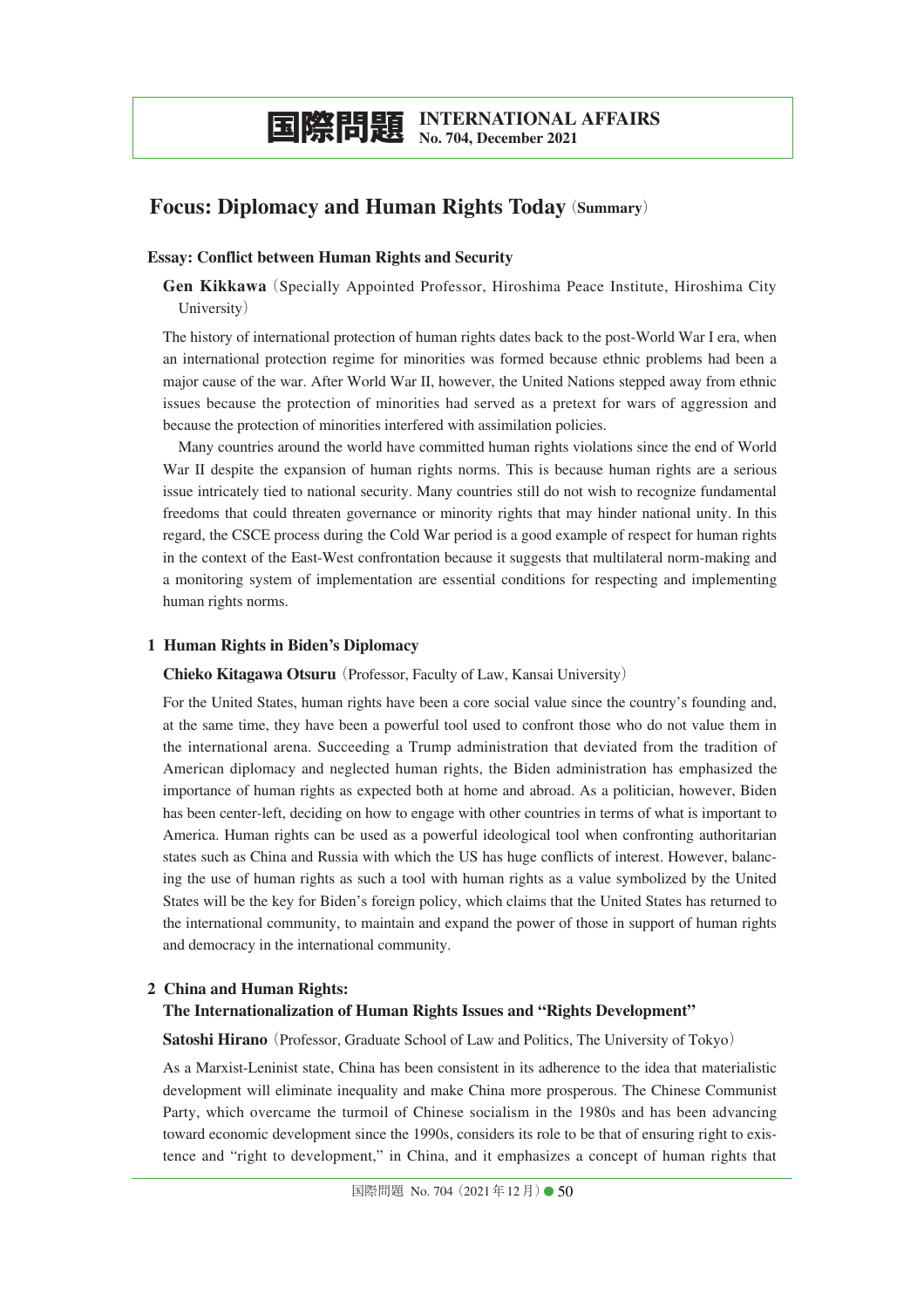# 国際問題 INTERNATIONAL AFFAIRS No. 704, December 2021

## Focus: Diplomacy and Human Rights Today (Summary)

### Essay: Conflict between Human Rights and Security

**Gen Kikkawa** (Specially Appointed Professor, Hiroshima Peace Institute, Hiroshima City University)

The history of international protection of human rights dates back to the post-World War I era, when an international protection regime for minorities was formed because ethnic problems had been a major cause of the war. After World War II, however, the United Nations stepped away from ethnic issues because the protection of minorities had served as a pretext for wars of aggression and because the protection of minorities interfered with assimilation policies.

Many countries around the world have committed human rights violations since the end of World War II despite the expansion of human rights norms. This is because human rights are a serious issue intricately tied to national security. Many countries still do not wish to recognize fundamental freedoms that could threaten governance or minority rights that may hinder national unity. In this regard, the CSCE process during the Cold War period is a good example of respect for human rights in the context of the East-West confrontation because it suggests that multilateral norm-making and a monitoring system of implementation are essential conditions for respecting and implementing human rights norms.

### 1 Human Rights in Biden's Diplomacy

**Chieko Kitagawa Otsuru** (Professor, Faculty of Law, Kansai University)

For the United States, human rights have been a core social value since the country's founding and, at the same time, they have been a powerful tool used to confront those who do not value them in the international arena. Succeeding a Trump administration that deviated from the tradition of American diplomacy and neglected human rights, the Biden administration has emphasized the importance of human rights as expected both at home and abroad. As a politician, however, Biden has been center-left, deciding on how to engage with other countries in terms of what is important to America. Human rights can be used as a powerful ideological tool when confronting authoritarian states such as China and Russia with which the US has huge conflicts of interest. However, balancing the use of human rights as such a tool with human rights as a value symbolized by the United States will be the key for Biden's foreign policy, which claims that the United States has returned to the international community, to maintain and expand the power of those in support of human rights and democracy in the international community.

### 2 China and Human Rights: The Internationalization of Human Rights Issues and "Rights Development"

**Satoshi Hirano** (Professor, Graduate School of Law and Politics, The University of Tokyo)

As a Marxist-Leninist state, China has been consistent in its adherence to the idea that materialistic development will eliminate inequality and make China more prosperous. The Chinese Communist Party, which overcame the turmoil of Chinese socialism in the 1980s and has been advancing toward economic development since the 1990s, considers its role to be that of ensuring right to existence and "right to development," in China, and it emphasizes a concept of human rights that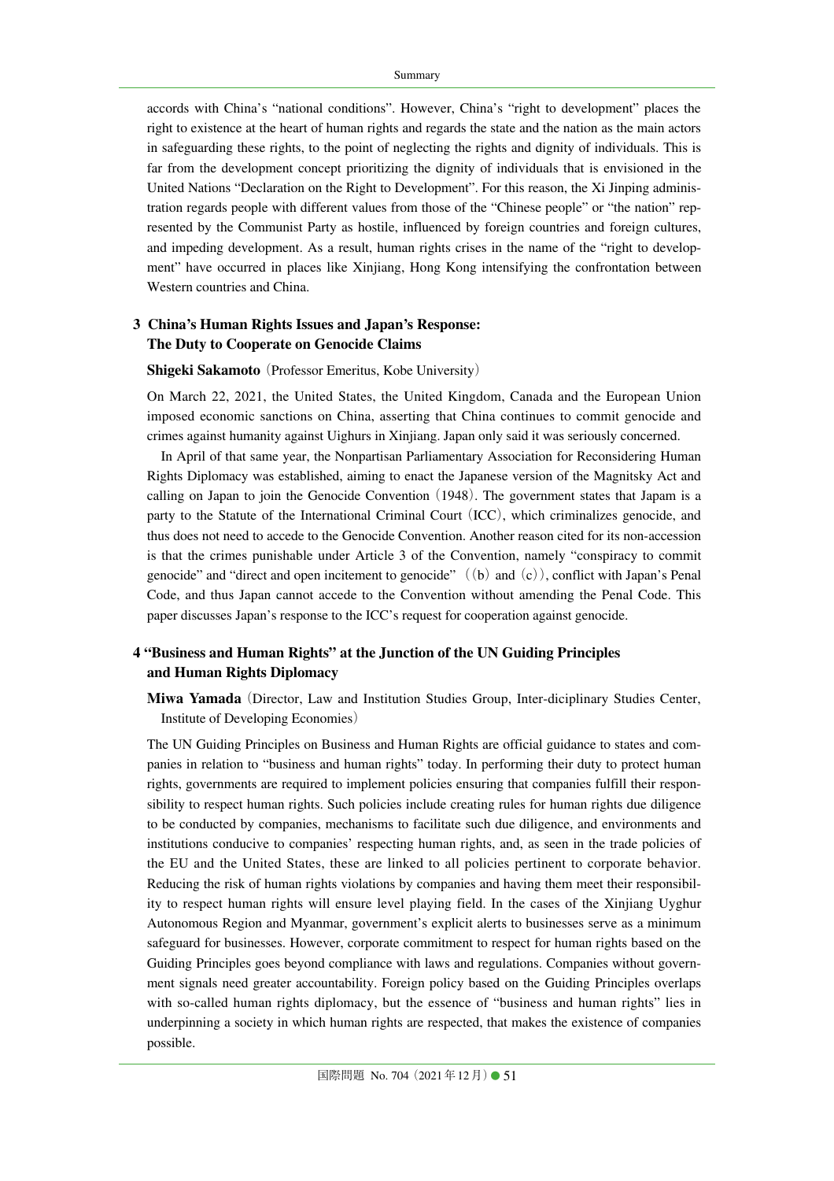accords with China's "national conditions". However, China's "right to development" places the right to existence at the heart of human rights and regards the state and the nation as the main actors in safeguarding these rights, to the point of neglecting the rights and dignity of individuals. This is far from the development concept prioritizing the dignity of individuals that is envisioned in the United Nations "Declaration on the Right to Development". For this reason, the Xi Jinping administration regards people with different values from those of the "Chinese people" or "the nation" represented by the Communist Party as hostile, influenced by foreign countries and foreign cultures, and impeding development. As a result, human rights crises in the name of the "right to development" have occurred in places like Xinjiang, Hong Kong intensifying the confrontation between Western countries and China.

## 3 China's Human Rights Issues and Japan's Response: The Duty to Cooperate on Genocide Claims

**Shigeki Sakamoto**（Professor Emeritus, Kobe University）

On March 22, 2021, the United States, the United Kingdom, Canada and the European Union imposed economic sanctions on China, asserting that China continues to commit genocide and crimes against humanity against Uighurs in Xinjiang. Japan only said it was seriously concerned.

In April of that same year, the Nonpartisan Parliamentary Association for Reconsidering Human Rights Diplomacy was established, aiming to enact the Japanese version of the Magnitsky Act and calling on Japan to join the Genocide Convention（1948）. The government states that Japam is a party to the Statute of the International Criminal Court（ICC）, which criminalizes genocide, and thus does not need to accede to the Genocide Convention. Another reason cited for its non-accession is that the crimes punishable under Article 3 of the Convention, namely "conspiracy to commit genocide" and "direct and open incitement to genocide"（(b) and (c)）, conflict with Japan's Penal Code, and thus Japan cannot accede to the Convention without amending the Penal Code. This paper discusses Japan's response to the ICC's request for cooperation against genocide.

## 4 "Business and Human Rights" at the Junction of the UN Guiding Principles and Human Rights Diplomacy

**Miwa Yamada**（Director, Law and Institution Studies Group, Inter-diciplinary Studies Center, Institute of Developing Economies）

The UN Guiding Principles on Business and Human Rights are official guidance to states and companies in relation to "business and human rights" today. In performing their duty to protect human rights, governments are required to implement policies ensuring that companies fulfill their responsibility to respect human rights. Such policies include creating rules for human rights due diligence to be conducted by companies, mechanisms to facilitate such due diligence, and environments and institutions conducive to companies' respecting human rights, and, as seen in the trade policies of the EU and the United States, these are linked to all policies pertinent to corporate behavior. Reducing the risk of human rights violations by companies and having them meet their responsibility to respect human rights will ensure level playing field. In the cases of the Xinjiang Uyghur Autonomous Region and Myanmar, government's explicit alerts to businesses serve as a minimum safeguard for businesses. However, corporate commitment to respect for human rights based on the Guiding Principles goes beyond compliance with laws and regulations. Companies without government signals need greater accountability. Foreign policy based on the Guiding Principles overlaps with so-called human rights diplomacy, but the essence of "business and human rights" lies in underpinning a society in which human rights are respected, that makes the existence of companies possible.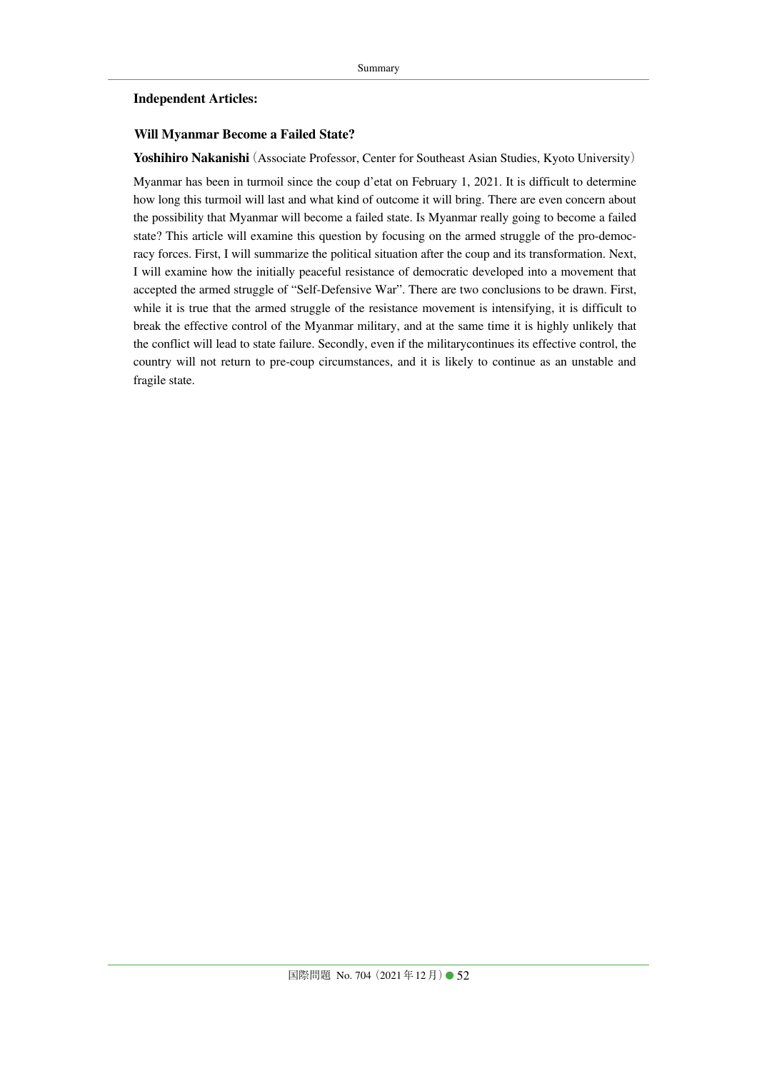## Independent Articles:

### Will Myanmar Become a Failed State?

**Yoshihiro Nakanishi** (Associate Professor, Center for Southeast Asian Studies, Kyoto University)

Myanmar has been in turmoil since the coup d'etat on February 1, 2021. It is difficult to determine how long this turmoil will last and what kind of outcome it will bring. There are even concern about the possibility that Myanmar will become a failed state. Is Myanmar really going to become a failed state? This article will examine this question by focusing on the armed struggle of the pro-democracy forces. First, I will summarize the political situation after the coup and its transformation. Next, I will examine how the initially peaceful resistance of democratic developed into a movement that accepted the armed struggle of "Self-Defensive War". There are two conclusions to be drawn. First, while it is true that the armed struggle of the resistance movement is intensifying, it is difficult to break the effective control of the Myanmar military, and at the same time it is highly unlikely that the conflict will lead to state failure. Secondly, even if the militarycontinues its effective control, the country will not return to pre-coup circumstances, and it is likely to continue as an unstable and fragile state.